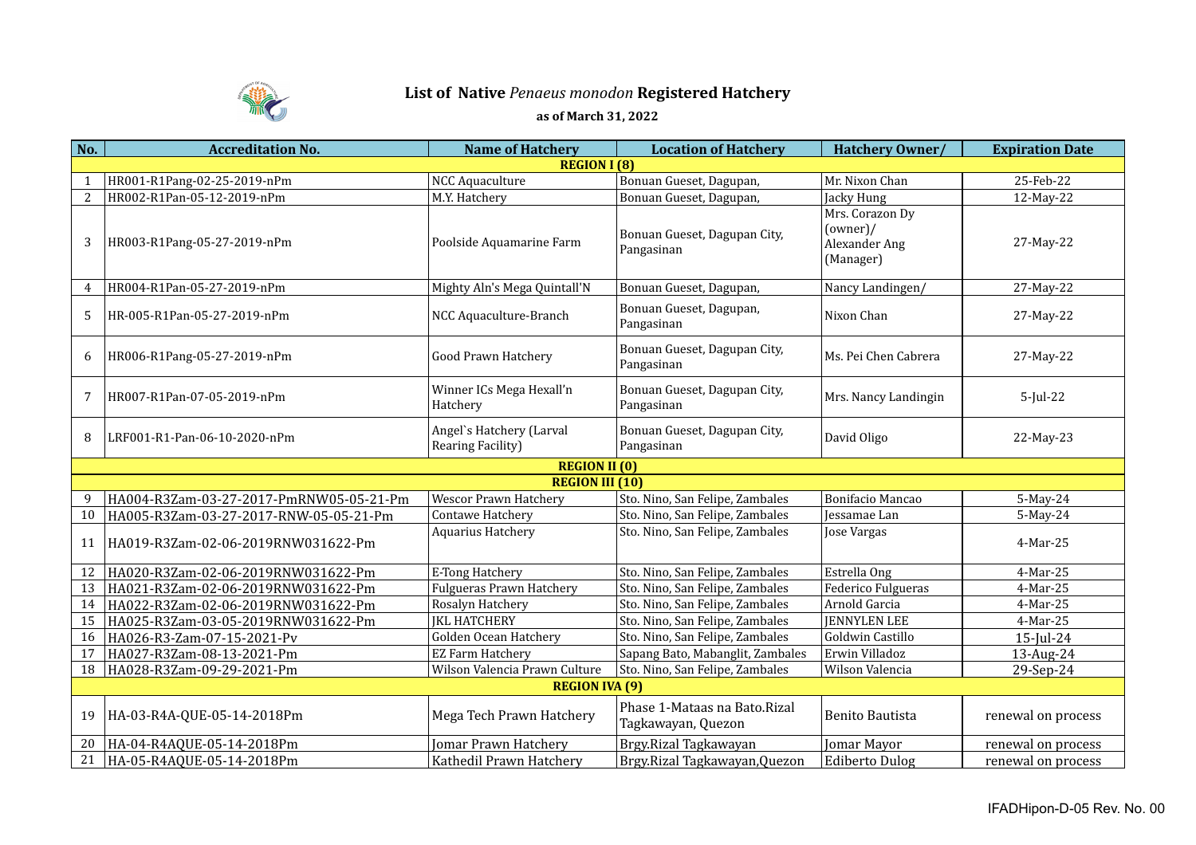# List of Native *Penaeus monodon* Registered Hatchery

**as of March 31, 2022**

| No. | Accreditation No. | Name of Hatchery | Location of Hatchery | Hatchery Owner/ | Expiration Date |
|---|---|---|---|---|---|
| | | **REGION I (8)** | | | |
| 1 | HR001-R1Pang-02-25-2019-nPm | NCC Aquaculture | Bonuan Gueset, Dagupan, | Mr. Nixon Chan | 25-Feb-22 |
| 2 | HR002-R1Pan-05-12-2019-nPm | M.Y. Hatchery | Bonuan Gueset, Dagupan, | Jacky Hung | 12-May-22 |
| 3 | HR003-R1Pang-05-27-2019-nPm | Poolside Aquamarine Farm | Bonuan Gueset, Dagupan City, Pangasinan | Mrs. Corazon Dy (owner)/ Alexander Ang (Manager) | 27-May-22 |
| 4 | HR004-R1Pan-05-27-2019-nPm | Mighty Aln's Mega Quintall'N | Bonuan Gueset, Dagupan, | Nancy Landingen/ | 27-May-22 |
| 5 | HR-005-R1Pan-05-27-2019-nPm | NCC Aquaculture-Branch | Bonuan Gueset, Dagupan, Pangasinan | Nixon Chan | 27-May-22 |
| 6 | HR006-R1Pang-05-27-2019-nPm | Good Prawn Hatchery | Bonuan Gueset, Dagupan City, Pangasinan | Ms. Pei Chen Cabrera | 27-May-22 |
| 7 | HR007-R1Pan-07-05-2019-nPm | Winner ICs Mega Hexall'n Hatchery | Bonuan Gueset, Dagupan City, Pangasinan | Mrs. Nancy Landingin | 5-Jul-22 |
| 8 | LRF001-R1-Pan-06-10-2020-nPm | Angel`s Hatchery (Larval Rearing Facility) | Bonuan Gueset, Dagupan City, Pangasinan | David Oligo | 22-May-23 |
| | | **REGION II (0)** | | | |
| | | **REGION III (10)** | | | |
| 9 | HA004-R3Zam-03-27-2017-PmRNW05-05-21-Pm | Wescor Prawn Hatchery | Sto. Nino, San Felipe, Zambales | Bonifacio Mancao | 5-May-24 |
| 10 | HA005-R3Zam-03-27-2017-RNW-05-05-21-Pm | Contawe Hatchery | Sto. Nino, San Felipe, Zambales | Jessamae Lan | 5-May-24 |
| 11 | HA019-R3Zam-02-06-2019RNW031622-Pm | Aquarius Hatchery | Sto. Nino, San Felipe, Zambales | Jose Vargas | 4-Mar-25 |
| 12 | HA020-R3Zam-02-06-2019RNW031622-Pm | E-Tong Hatchery | Sto. Nino, San Felipe, Zambales | Estrella Ong | 4-Mar-25 |
| 13 | HA021-R3Zam-02-06-2019RNW031622-Pm | Fulgueras Prawn Hatchery | Sto. Nino, San Felipe, Zambales | Federico Fulgueras | 4-Mar-25 |
| 14 | HA022-R3Zam-02-06-2019RNW031622-Pm | Rosalyn Hatchery | Sto. Nino, San Felipe, Zambales | Arnold Garcia | 4-Mar-25 |
| 15 | HA025-R3Zam-03-05-2019RNW031622-Pm | JKL HATCHERY | Sto. Nino, San Felipe, Zambales | JENNYLEN LEE | 4-Mar-25 |
| 16 | HA026-R3-Zam-07-15-2021-Pv | Golden Ocean Hatchery | Sto. Nino, San Felipe, Zambales | Goldwin Castillo | 15-Jul-24 |
| 17 | HA027-R3Zam-08-13-2021-Pm | EZ Farm Hatchery | Sapang Bato, Mabanglit, Zambales | Erwin Villadoz | 13-Aug-24 |
| 18 | HA028-R3Zam-09-29-2021-Pm | Wilson Valencia Prawn Culture | Sto. Nino, San Felipe, Zambales | Wilson Valencia | 29-Sep-24 |
| | | **REGION IVA (9)** | | | |
| 19 | HA-03-R4A-QUE-05-14-2018Pm | Mega Tech Prawn Hatchery | Phase 1-Mataas na Bato.Rizal Tagkawayan, Quezon | Benito Bautista | renewal on process |
| 20 | HA-04-R4AQUE-05-14-2018Pm | Jomar Prawn Hatchery | Brgy.Rizal Tagkawayan | Jomar Mayor | renewal on process |
| 21 | HA-05-R4AQUE-05-14-2018Pm | Kathedil Prawn Hatchery | Brgy.Rizal Tagkawayan,Quezon | Ediberto Dulog | renewal on process |

IFADHipon-D-05 Rev. No. 00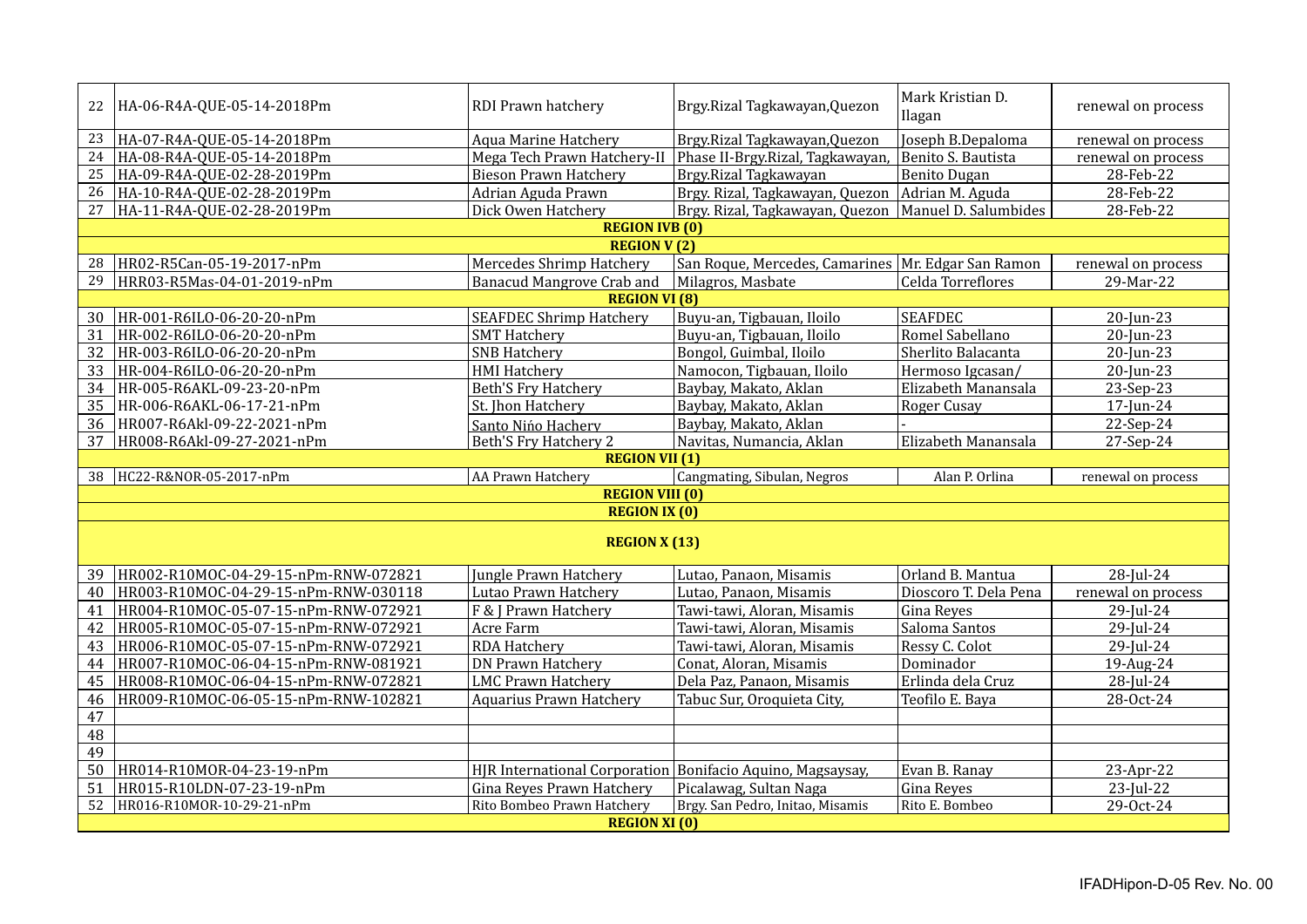| | | | | | |
|---|---|---|---|---|---|
| 22 | HA-06-R4A-QUE-05-14-2018Pm | RDI Prawn hatchery | Brgy.Rizal Tagkawayan,Quezon | Mark Kristian D. Ilagan | renewal on process |
| 23 | HA-07-R4A-QUE-05-14-2018Pm | Aqua Marine Hatchery | Brgy.Rizal Tagkawayan,Quezon | Joseph B.Depaloma | renewal on process |
| 24 | HA-08-R4A-QUE-05-14-2018Pm | Mega Tech Prawn Hatchery-II | Phase II-Brgy.Rizal, Tagkawayan, | Benito S. Bautista | renewal on process |
| 25 | HA-09-R4A-QUE-02-28-2019Pm | Bieson Prawn Hatchery | Brgy.Rizal Tagkawayan | Benito Dugan | 28-Feb-22 |
| 26 | HA-10-R4A-QUE-02-28-2019Pm | Adrian Aguda Prawn | Brgy. Rizal, Tagkawayan, Quezon | Adrian M. Aguda | 28-Feb-22 |
| 27 | HA-11-R4A-QUE-02-28-2019Pm | Dick Owen Hatchery | Brgy. Rizal, Tagkawayan, Quezon | Manuel D. Salumbides | 28-Feb-22 |
| | | **REGION IVB (0)** | | | |
| | | **REGION V (2)** | | | |
| 28 | HR02-R5Can-05-19-2017-nPm | Mercedes Shrimp Hatchery | San Roque, Mercedes, Camarines | Mr. Edgar San Ramon | renewal on process |
| 29 | HRR03-R5Mas-04-01-2019-nPm | Banacud Mangrove Crab and | Milagros, Masbate | Celda Torreflores | 29-Mar-22 |
| | | **REGION VI (8)** | | | |
| 30 | HR-001-R6ILO-06-20-20-nPm | SEAFDEC Shrimp Hatchery | Buyu-an, Tigbauan, Iloilo | SEAFDEC | 20-Jun-23 |
| 31 | HR-002-R6ILO-06-20-20-nPm | SMT Hatchery | Buyu-an, Tigbauan, Iloilo | Romel Sabellano | 20-Jun-23 |
| 32 | HR-003-R6ILO-06-20-20-nPm | SNB Hatchery | Bongol, Guimbal, Iloilo | Sherlito Balacanta | 20-Jun-23 |
| 33 | HR-004-R6ILO-06-20-20-nPm | HMI Hatchery | Namocon, Tigbauan, Iloilo | Hermoso Igcasan/ | 20-Jun-23 |
| 34 | HR-005-R6AKL-09-23-20-nPm | Beth'S Fry Hatchery | Baybay, Makato, Aklan | Elizabeth Manansala | 23-Sep-23 |
| 35 | HR-006-R6AKL-06-17-21-nPm | St. Jhon Hatchery | Baybay, Makato, Aklan | Roger Cusay | 17-Jun-24 |
| 36 | HR007-R6Akl-09-22-2021-nPm | Santo Ni̇́ńo Hachery | Baybay, Makato, Aklan | - | 22-Sep-24 |
| 37 | HR008-R6Akl-09-27-2021-nPm | Beth'S Fry Hatchery 2 | Navitas, Numancia, Aklan | Elizabeth Manansala | 27-Sep-24 |
| | | **REGION VII (1)** | | | |
| 38 | HC22-R&NOR-05-2017-nPm | AA Prawn Hatchery | Cangmating, Sibulan, Negros | Alan P. Orlina | renewal on process |
| | | **REGION VIII (0)** | | | |
| | | **REGION IX (0)** | | | |
| | | **REGION X (13)** | | | |
| 39 | HR002-R10MOC-04-29-15-nPm-RNW-072821 | Jungle Prawn Hatchery | Lutao, Panaon, Misamis | Orland B. Mantua | 28-Jul-24 |
| 40 | HR003-R10MOC-04-29-15-nPm-RNW-030118 | Lutao Prawn Hatchery | Lutao, Panaon, Misamis | Dioscoro T. Dela Pena | renewal on process |
| 41 | HR004-R10MOC-05-07-15-nPm-RNW-072921 | F & J Prawn Hatchery | Tawi-tawi, Aloran, Misamis | Gina Reyes | 29-Jul-24 |
| 42 | HR005-R10MOC-05-07-15-nPm-RNW-072921 | Acre Farm | Tawi-tawi, Aloran, Misamis | Saloma Santos | 29-Jul-24 |
| 43 | HR006-R10MOC-05-07-15-nPm-RNW-072921 | RDA Hatchery | Tawi-tawi, Aloran, Misamis | Ressy C. Colot | 29-Jul-24 |
| 44 | HR007-R10MOC-06-04-15-nPm-RNW-081921 | DN Prawn Hatchery | Conat, Aloran, Misamis | Dominador | 19-Aug-24 |
| 45 | HR008-R10MOC-06-04-15-nPm-RNW-072821 | LMC Prawn Hatchery | Dela Paz, Panaon, Misamis | Erlinda dela Cruz | 28-Jul-24 |
| 46 | HR009-R10MOC-06-05-15-nPm-RNW-102821 | Aquarius Prawn Hatchery | Tabuc Sur, Oroquieta City, | Teofilo E. Baya | 28-Oct-24 |
| 47 | | | | | |
| 48 | | | | | |
| 49 | | | | | |
| 50 | HR014-R10MOR-04-23-19-nPm | HJR International Corporation | Bonifacio Aquino, Magsaysay, | Evan B. Ranay | 23-Apr-22 |
| 51 | HR015-R10LDN-07-23-19-nPm | Gina Reyes Prawn Hatchery | Picalawag, Sultan Naga | Gina Reyes | 23-Jul-22 |
| 52 | HR016-R10MOR-10-29-21-nPm | Rito Bombeo Prawn Hatchery | Brgy. San Pedro, Initao, Misamis | Rito E. Bombeo | 29-Oct-24 |
| | | **REGION XI (0)** | | | |

IFADHipon-D-05 Rev. No. 00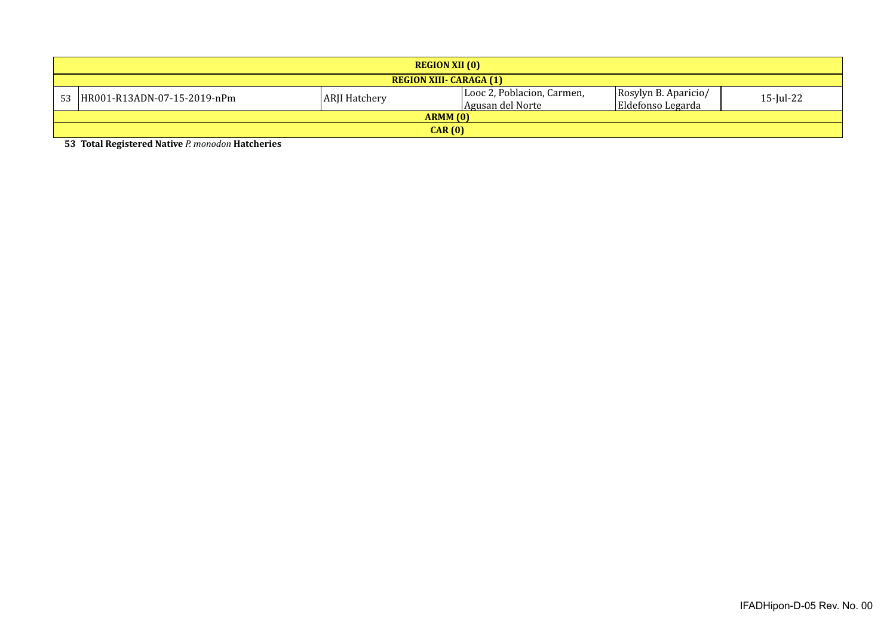| | | | | | |
|---|---|---|---|---|---|
| **REGION XII (0)** | | | | | |
| **REGION XIII- CARAGA (1)** | | | | | |
| 53 | HR001-R13ADN-07-15-2019-nPm | ARJI Hatchery | Looc 2, Poblacion, Carmen, Agusan del Norte | Rosylyn B. Aparicio/ Eldefonso Legarda | 15-Jul-22 |
| **ARMM (0)** | | | | | |
| **CAR (0)** | | | | | |

**53 Total Registered Native** ***P. monodon*** **Hatcheries**

IFADHipon-D-05 Rev. No. 00